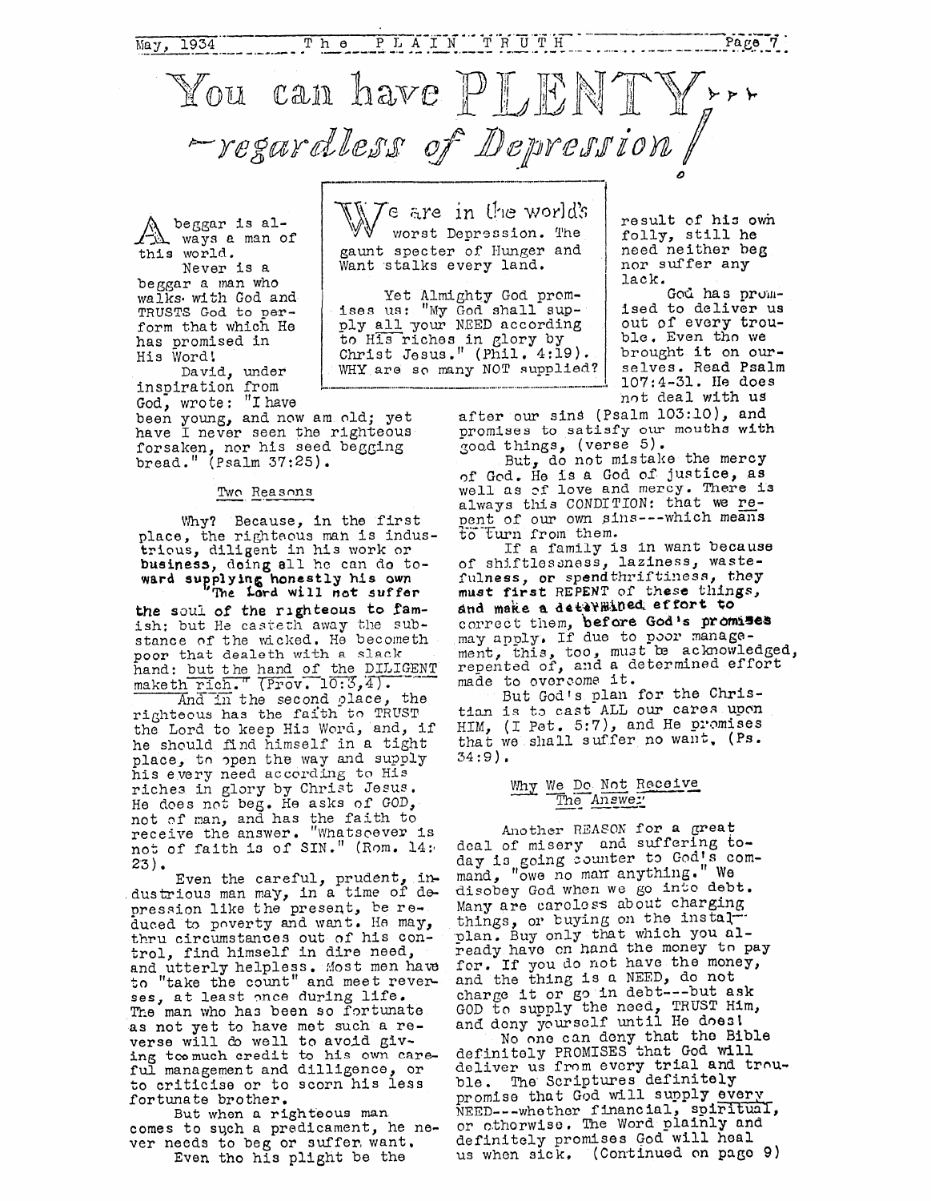# You can have PLENTY — regardless of Depression!

We are in the world's worst Depression. The gaunt specter of Hunger and Want stalks every land.

Yet Almighty God promises us: "My God shall supply all your NEED according to His riches in glory by Christ Jesus." (Phil. 4:19). WHY are so many NOT supplied?

A beggar is always a man of this world.

Never is a beggar a man who walks with God and TRUSTS God to perform that which He has promised in His Word!

David, under inspiration from God, wrote: "I have been young, and now am old; yet have I never seen the righteous forsaken, nor his seed begging bread." (Psalm 37:25).

## Two Reasons

Why? Because, in the first place, the righteous man is industrious, diligent in his work or business, doing all he can do toward supplying honestly his own. "The Lord will not suffer the soul of the righteous to famish: but He casteth away the substance of the wicked. He becometh poor that dealeth with a slack hand: but the hand of the DILIGENT maketh rich." (Prov. 10:3,4).

And in the second place, the righteous has the faith to TRUST the Lord to keep His Word, and, if he should find himself in a tight place, to open the way and supply his every need according to His riches in glory by Christ Jesus. He does not beg. He asks of GOD, not of man, and has the faith to receive the answer. "Whatsoever is not of faith is of SIN." (Rom. 14:23).

Even the careful, prudent, industrious man may, in a time of depression like the present, be reduced to poverty and want. He may, thru circumstances out of his control, find himself in dire need, and utterly helpless. Most men have to "take the count" and meet reverses, at least once during life. The man who has been so fortunate as not yet to have met such a reverse will do well to avoid giving too much credit to his own careful management and dilligence, or to criticise or to scorn his less fortunate brother.

But when a righteous man comes to such a predicament, he never needs to beg or suffer want.

Even tho his plight be the result of his own folly, still he need neither beg nor suffer any lack.

God has promised to deliver us out of every trouble. Even tho we brought it on ourselves. Read Psalm 107:4-31. He does not deal with us after our sins (Psalm 103:10), and promises to satisfy our mouths with good things, (verse 5).

But, do not mistake the mercy of God. He is a God of justice, as well as of love and mercy. There is always this CONDITION: that we repent of our own sins---which means to turn from them.

If a family is in want because of shiftlessness, laziness, wastefulness, or spendthriftiness, they must first REPENT of these things, and make a determined effort to correct them, before God's promises may apply. If due to poor management, this, too, must be acknowledged, repented of, and a determined effort made to overcome it.

But God's plan for the Christian is to cast ALL our cares upon HIM, (I Pet. 5:7), and He promises that we shall suffer no want, (Ps. 34:9).

## Why We Do Not Receive The Answer

Another REASON for a great deal of misery and suffering today is going counter to God's command, "owe no man anything." We disobey God when we go into debt. Many are careless about charging things, or buying on the instal-plan. Buy only that which you already have on hand the money to pay for. If you do not have the money, and the thing is a NEED, do not charge it or go in debt---but ask GOD to supply the need, TRUST Him, and deny yourself until He does!

No one can deny that the Bible definitely PROMISES that God will deliver us from every trial and trouble. The Scriptures definitely promise that God will supply every NEED---whether financial, spiritual, or otherwise. The Word plainly and definitely promises God will heal us when sick. (Continued on page 9)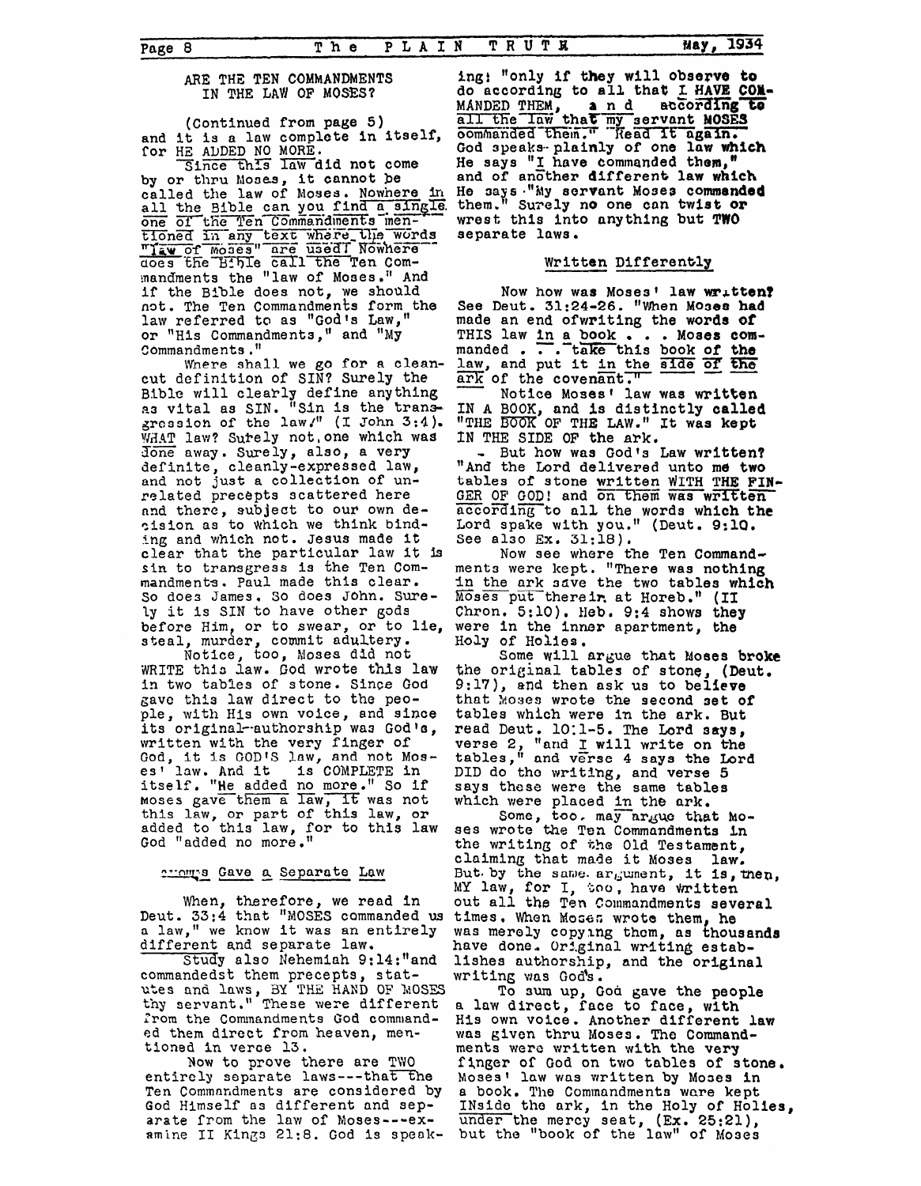## ARE THE TEN COMMANDMENTS IN THE LAW OF MOSES?

(Continued from page 5)

and it is a law complete in itself, for HE ADDED NO MORE.

Since this law did not come by or thru Moses, it cannot be called the law of Moses. Nowhere in all the Bible can you find a single one of the Ten Commandments mentioned in any text where the words "law of Moses" are used! Nowhere does the Bible call the Ten Commandments the "law of Moses." And if the Bible does not, we should not. The Ten Commandments form the law referred to as "God's Law," or "His Commandments," and "My Commandments."

Where shall we go for a clean-cut definition of SIN? Surely the Bible will clearly define anything as vital as SIN. "Sin is the transgression of the law/" (I John 3:4). WHAT law? Surely not, one which was done away. Surely, also, a very definite, cleanly-expressed law, and not just a collection of unrelated precepts scattered here and there, subject to our own decision as to which we think binding and which not. Jesus made it clear that the particular law it is sin to transgress is the Ten Commandments. Paul made this clear. So does James. So does John. Surely it is SIN to have other gods before Him, or to swear, or to lie, steal, murder, commit adultery.

Notice, too, Moses did not WRITE this law. God wrote this law in two tables of stone. Since God gave this law direct to the people, with His own voice, and since its original-authorship was God's, written with the very finger of God, it is GOD'S law, and not Moses' law. And it is COMPLETE in itself. "He added no more." So if Moses gave them a law, it was not this law, or part of this law, or added to this law, for to this law God "added no more."

### Moses Gave a Separate Law

When, therefore, we read in Deut. 33:4 that "MOSES commanded us a law," we know it was an entirely different and separate law.

Study also Nehemiah 9:14:"and commandedst them precepts, statutes and laws, BY THE HAND OF MOSES thy servant." These were different from the Commandments God commanded them direct from heaven, mentioned in verse 13.

Now to prove there are TWO entirely separate laws---that the Ten Commandments are considered by God Himself as different and separate from the law of Moses---examine II Kings 21:8. God is speaking: "only if they will observe to do according to all that I HAVE COMMANDED THEM, and according to all the law that my servant MOSES commanded them." Read it again. God speaks plainly of one law which He says "I have commanded them," and of another different law which He says "My servant Moses commanded them." Surely no one can twist or wrest this into anything but TWO separate laws.

### Written Differently

Now how was Moses' law written? See Deut. 31:24-26. "When Moses had made an end of writing the words of THIS law in a book . . . Moses commanded . . . take this book of the law, and put it in the side of the ark of the covenant."

Notice Moses' law was written IN A BOOK, and is distinctly called "THE BOOK OF THE LAW." It was kept IN THE SIDE OF the ark.

But how was God's Law written? "And the Lord delivered unto me two tables of stone written WITH THE FINGER OF GOD! and on them was written according to all the words which the Lord spake with you." (Deut. 9:10. See also Ex. 31:18).

Now see where the Ten Commandments were kept. "There was nothing in the ark save the two tables which Moses put therein at Horeb." (II Chron. 5:10). Heb. 9:4 shows they were in the inner apartment, the Holy of Holies.

Some will argue that Moses broke the original tables of stone, (Deut. 9:17), and then ask us to believe that Moses wrote the second set of tables which were in the ark. But read Deut. 10:1-5. The Lord says, verse 2, "and I will write on the tables," and verse 4 says the Lord DID do the writing, and verse 5 says these were the same tables which were placed in the ark.

Some, too, may argue that Moses wrote the Ten Commandments in the writing of the Old Testament, claiming that made it Moses law. But by the same argument, it is, then, MY law, for I, too, have written out all the Ten Commandments several times. When Moses wrote them, he was merely copying them, as thousands have done. Original writing establishes authorship, and the original writing was God's.

To sum up, God gave the people a law direct, face to face, with His own voice. Another different law was given thru Moses. The Commandments were written with the very finger of God on two tables of stone. Moses' law was written by Moses in a book. The Commandments were kept INside the ark, in the Holy of Holies, under the mercy seat, (Ex. 25:21), but the "book of the law" of Moses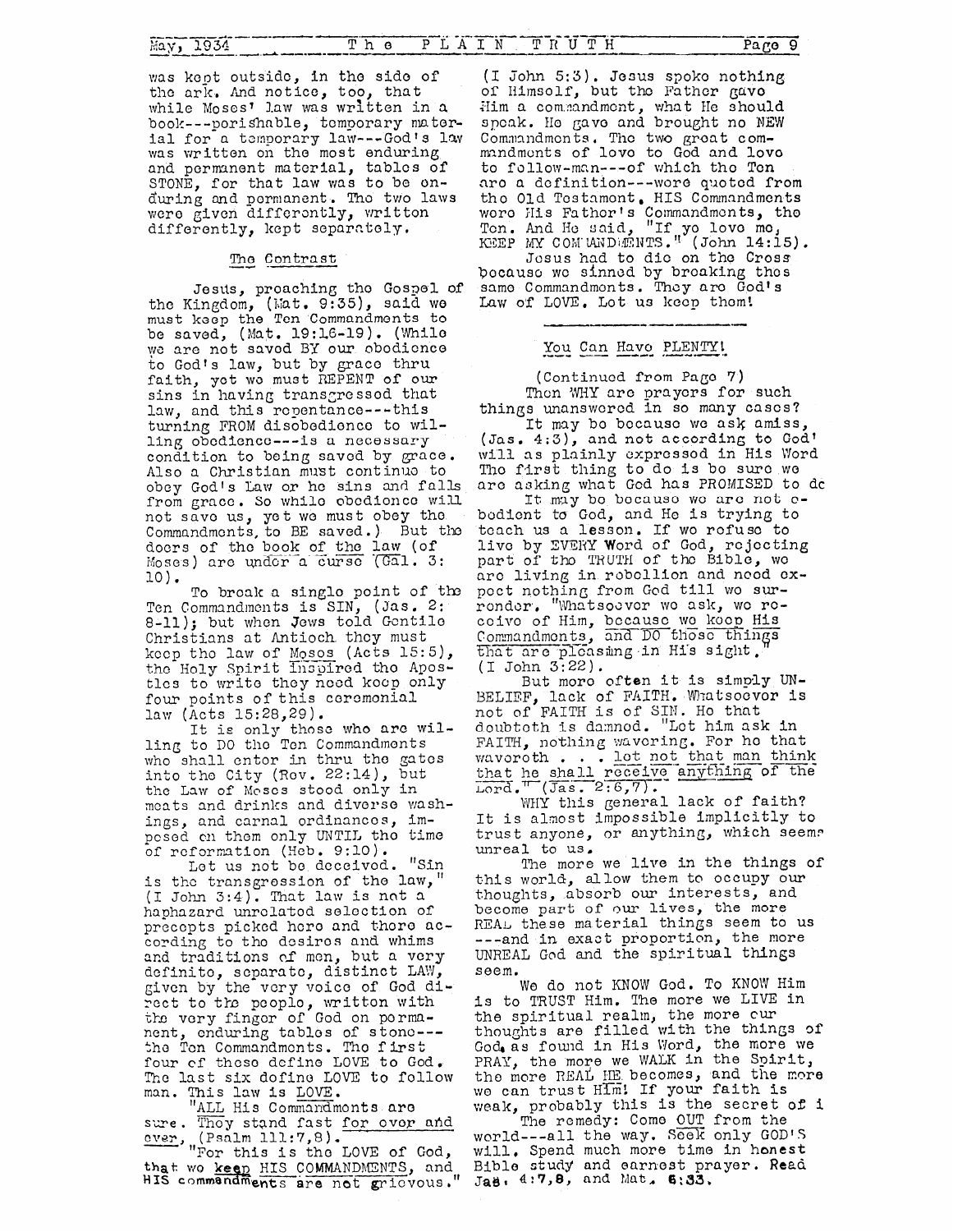was kept outside, in the side of the ark. And notice, too, that while Moses' law was written in a book---perishable, temporary material for a temporary law---God's law was written on the most enduring and permanent material, tables of STONE, for that law was to be enduring and permanent. The two laws were given differently, written differently, kept separately.

## The Contrast

Jesus, preaching the Gospel of the Kingdom, (Mat. 9:35), said we must keep the Ten Commandments to be saved, (Mat. 19:16-19). (While we are not saved BY our obedience to God's law, but by grace thru faith, yet we must REPENT of our sins in having transgressed that law, and this repentance---this turning FROM disobedience to willing obedience---is a necessary condition to being saved by grace. Also a Christian must continue to obey God's Law or he sins and falls from grace. So while obedience will not save us, yet we must obey the Commandments, to BE saved.) But the doers of the book of the law (of Moses) are under a curse (Gal. 3: 10).

To break a single point of the Ten Commandments is SIN, (Jas. 2: 8-11); but when Jews told Gentile Christians at Antioch they must keep the law of Moses (Acts 15:5), the Holy Spirit inspired the Apostles to write they need keep only four points of this ceremonial law (Acts 15:28,29).

It is only those who are willing to DO the Ten Commandments who shall enter in thru the gates into the City (Rev. 22:14), but the Law of Moses stood only in meats and drinks and diverse washings, and carnal ordinances, imposed on them only UNTIL the time of reformation (Heb. 9:10).

Let us not be deceived. "Sin is the transgression of the law," (I John 3:4). That law is not a haphazard unrelated selection of precepts picked here and there according to the desires and whims and traditions of men, but a very definite, separate, distinct LAW, given by the very voice of God direct to the people, written with the very finger of God on permanent, enduring tables of stone---the Ten Commandments. The first four of these define LOVE to God. The last six define LOVE to follow man. This law is LOVE.

"ALL His Commandments are sure. They stand fast for ever and ever, (Psalm 111:7,8).

"For this is the LOVE of God, that we keep HIS COMMANDMENTS, and HIS commandments are not grievous." (I John 5:3). Jesus spoke nothing of Himself, but the Father gave Him a commandment, what He should speak. He gave and brought no NEW Commandments. The two great commandments of love to God and love to follow-man---of which the Ten are a definition---were quoted from the Old Testament. HIS Commandments were His Father's Commandments, the Ten. And He said, "If ye love me, KEEP MY COMMANDMENTS." (John 14:15).

Jesus had to die on the Cross because we sinned by breaking these same Commandments. They are God's Law of LOVE. Let us keep them!

---

## You Can Have PLENTY!

(Continued from Page 7)

Then WHY are prayers for such things unanswered in so many cases?

It may be because we ask amiss, (Jas. 4:3), and not according to God' will as plainly expressed in His Word The first thing to do is be sure we are asking what God has PROMISED to do

It may be because we are not obedient to God, and He is trying to teach us a lesson. If we refuse to live by EVERY Word of God, rejecting part of the TRUTH of the Bible, we are living in rebellion and need expect nothing from God till we surrender. "Whatsoever we ask, we receive of Him, because we keep His Commandments, and DO those things that are pleasing in His sight." (I John 3:22).

But more often it is simply UNBELIEF, lack of FAITH. Whatsoever is not of FAITH is of SIN. He that doubteth is damned. "Let him ask in FAITH, nothing wavering. For he that wavereth . . . let not that man think that he shall receive anything of the Lord." (Jas. 2:6,7).

WHY this general lack of faith? It is almost impossible implicitly to trust anyone, or anything, which seems unreal to us.

The more we live in the things of this world, allow them to occupy our thoughts, absorb our interests, and become part of our lives, the more REAL these material things seem to us ---and in exact proportion, the more UNREAL God and the spiritual things seem.

We do not KNOW God. To KNOW Him is to TRUST Him. The more we LIVE in the spiritual realm, the more our thoughts are filled with the things of God, as found in His Word, the more we PRAY, the more we WALK in the Spirit, the more REAL HE becomes, and the more we can trust Him! If your faith is weak, probably this is the secret of i

The remedy: Come OUT from the world---all the way. Seek only GOD'S will. Spend much more time in honest Bible study and earnest prayer. Read Jas. 4:7,8, and Mat. 6:33.